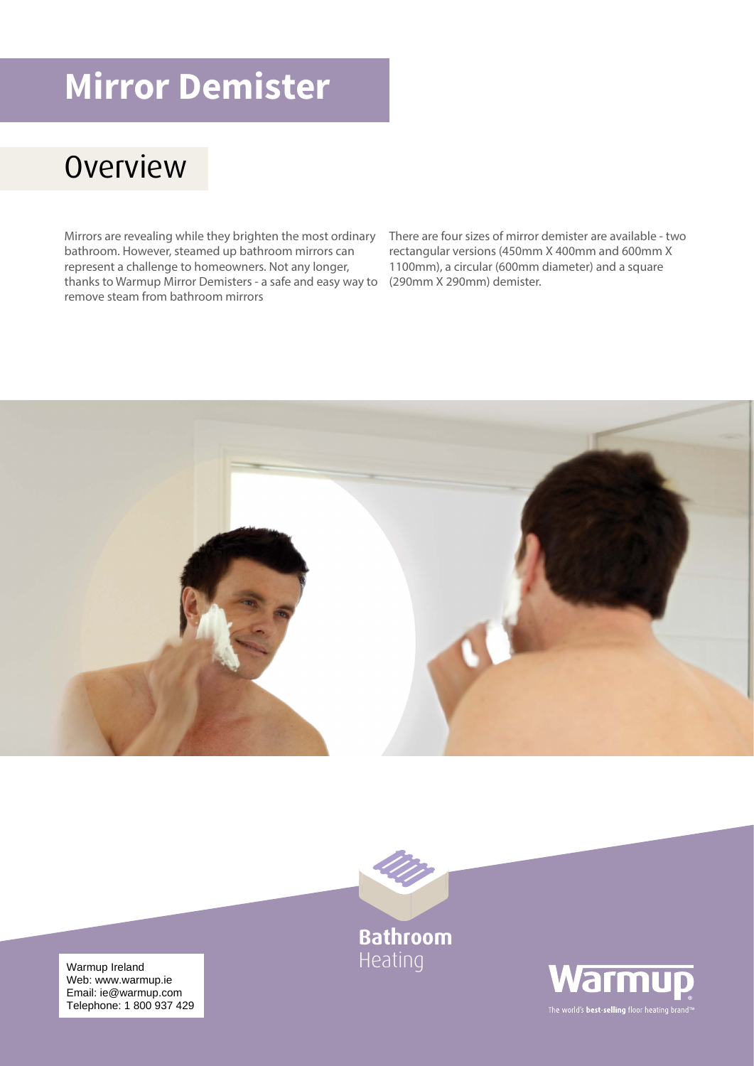# Mirror Demister

## Overview

Mirrors are revealing while they brighten the most ordinary bathroom. However, steamed up bathroom mirrors can represent a challenge to homeowners. Not any longer, thanks to Warmup Mirror Demisters - a safe and easy way to remove steam from bathroom mirrors

There are four sizes of mirror demister are available - two rectangular versions (450mm X 400mm and 600mm X 1100mm), a circular (600mm diameter) and a square (290mm X 290mm) demister.

**Bathroom** Heating

Warmup Ireland
Web: www.warmup.ie
Email: ie@warmup.com
Telephone: 1 800 937 429

Warmup
The world's **best-selling** floor heating brand™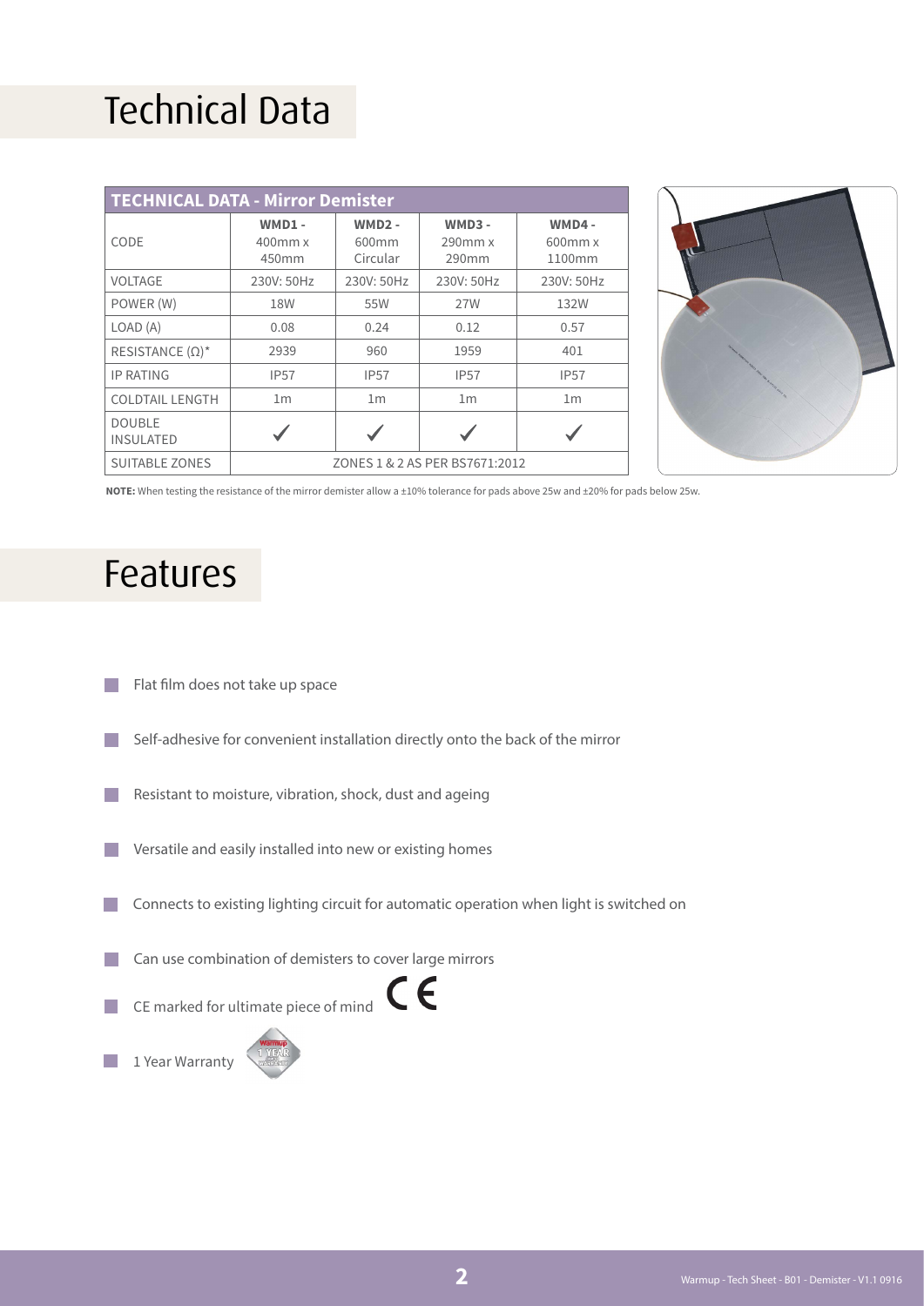# Technical Data

| TECHNICAL DATA - Mirror Demister | | | | |
|---|---|---|---|---|
| CODE | **WMD1 -** 400mm x 450mm | **WMD2 -** 600mm Circular | **WMD3 -** 290mm x 290mm | **WMD4 -** 600mm x 1100mm |
| VOLTAGE | 230V: 50Hz | 230V: 50Hz | 230V: 50Hz | 230V: 50Hz |
| POWER (W) | 18W | 55W | 27W | 132W |
| LOAD (A) | 0.08 | 0.24 | 0.12 | 0.57 |
| RESISTANCE (Ω)* | 2939 | 960 | 1959 | 401 |
| IP RATING | IP57 | IP57 | IP57 | IP57 |
| COLDTAIL LENGTH | 1m | 1m | 1m | 1m |
| DOUBLE INSULATED | ✓ | ✓ | ✓ | ✓ |
| SUITABLE ZONES | ZONES 1 & 2 AS PER BS7671:2012 | | | |

**NOTE:** When testing the resistance of the mirror demister allow a ±10% tolerance for pads above 25w and ±20% for pads below 25w.

# Features

- Flat film does not take up space
- Self-adhesive for convenient installation directly onto the back of the mirror
- Resistant to moisture, vibration, shock, dust and ageing
- Versatile and easily installed into new or existing homes
- Connects to existing lighting circuit for automatic operation when light is switched on
- Can use combination of demisters to cover large mirrors
- CE marked for ultimate piece of mind
- 1 Year Warranty

Warmup - Tech Sheet - B01 - Demister - V1.1 0916